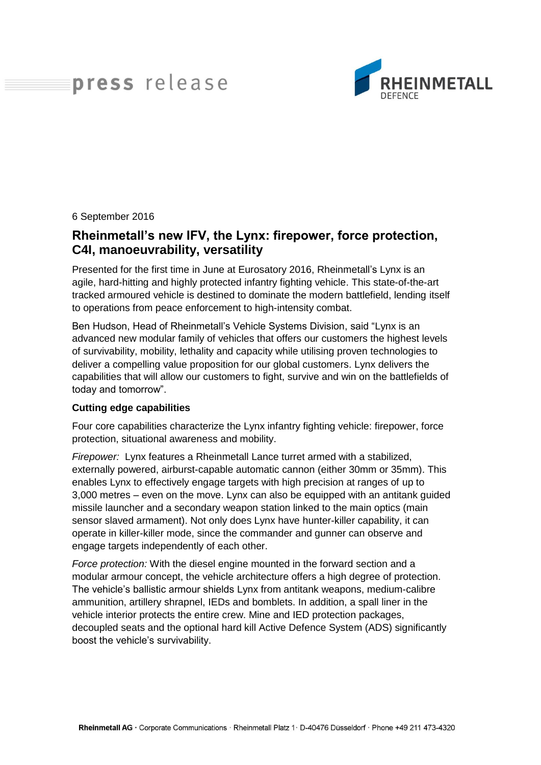press release

RHEINMETALL DEFENCE

6 September 2016

## Rheinmetall's new IFV, the Lynx: firepower, force protection, C4I, manoeuvrability, versatility

Presented for the first time in June at Eurosatory 2016, Rheinmetall's Lynx is an agile, hard-hitting and highly protected infantry fighting vehicle. This state-of-the-art tracked armoured vehicle is destined to dominate the modern battlefield, lending itself to operations from peace enforcement to high-intensity combat.

Ben Hudson, Head of Rheinmetall's Vehicle Systems Division, said "Lynx is an advanced new modular family of vehicles that offers our customers the highest levels of survivability, mobility, lethality and capacity while utilising proven technologies to deliver a compelling value proposition for our global customers. Lynx delivers the capabilities that will allow our customers to fight, survive and win on the battlefields of today and tomorrow".

**Cutting edge capabilities**

Four core capabilities characterize the Lynx infantry fighting vehicle: firepower, force protection, situational awareness and mobility.

*Firepower:* Lynx features a Rheinmetall Lance turret armed with a stabilized, externally powered, airburst-capable automatic cannon (either 30mm or 35mm). This enables Lynx to effectively engage targets with high precision at ranges of up to 3,000 metres – even on the move. Lynx can also be equipped with an antitank guided missile launcher and a secondary weapon station linked to the main optics (main sensor slaved armament). Not only does Lynx have hunter-killer capability, it can operate in killer-killer mode, since the commander and gunner can observe and engage targets independently of each other.

*Force protection:* With the diesel engine mounted in the forward section and a modular armour concept, the vehicle architecture offers a high degree of protection. The vehicle's ballistic armour shields Lynx from antitank weapons, medium-calibre ammunition, artillery shrapnel, IEDs and bomblets. In addition, a spall liner in the vehicle interior protects the entire crew. Mine and IED protection packages, decoupled seats and the optional hard kill Active Defence System (ADS) significantly boost the vehicle's survivability.

**Rheinmetall AG** · Corporate Communications · Rheinmetall Platz 1 · D-40476 Düsseldorf · Phone +49 211 473-4320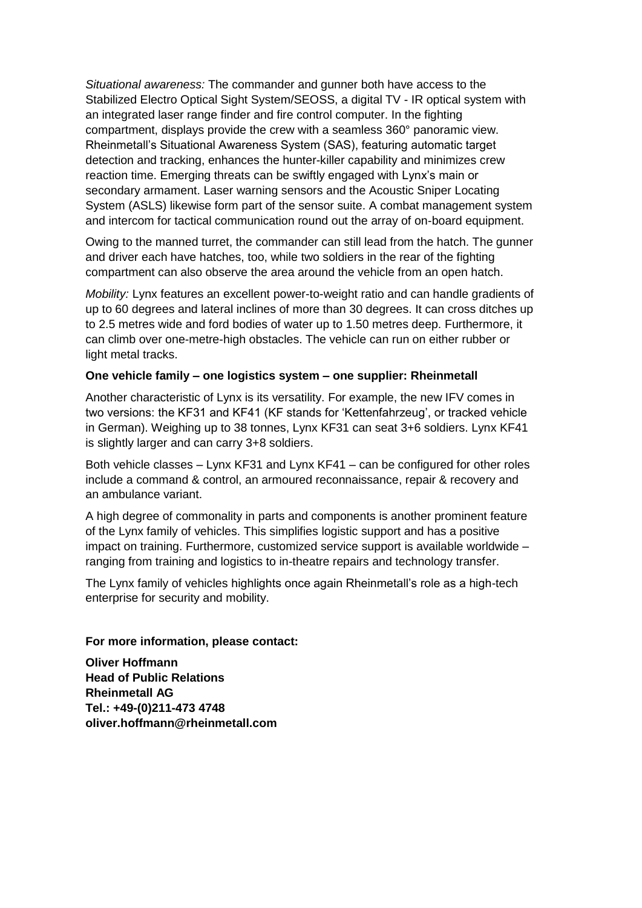*Situational awareness:* The commander and gunner both have access to the Stabilized Electro Optical Sight System/SEOSS, a digital TV - IR optical system with an integrated laser range finder and fire control computer. In the fighting compartment, displays provide the crew with a seamless 360° panoramic view. Rheinmetall's Situational Awareness System (SAS), featuring automatic target detection and tracking, enhances the hunter-killer capability and minimizes crew reaction time. Emerging threats can be swiftly engaged with Lynx's main or secondary armament. Laser warning sensors and the Acoustic Sniper Locating System (ASLS) likewise form part of the sensor suite. A combat management system and intercom for tactical communication round out the array of on-board equipment.

Owing to the manned turret, the commander can still lead from the hatch. The gunner and driver each have hatches, too, while two soldiers in the rear of the fighting compartment can also observe the area around the vehicle from an open hatch.

*Mobility:* Lynx features an excellent power-to-weight ratio and can handle gradients of up to 60 degrees and lateral inclines of more than 30 degrees. It can cross ditches up to 2.5 metres wide and ford bodies of water up to 1.50 metres deep. Furthermore, it can climb over one-metre-high obstacles. The vehicle can run on either rubber or light metal tracks.

**One vehicle family – one logistics system – one supplier: Rheinmetall**

Another characteristic of Lynx is its versatility. For example, the new IFV comes in two versions: the KF31 and KF41 (KF stands for 'Kettenfahrzeug', or tracked vehicle in German). Weighing up to 38 tonnes, Lynx KF31 can seat 3+6 soldiers. Lynx KF41 is slightly larger and can carry 3+8 soldiers.

Both vehicle classes – Lynx KF31 and Lynx KF41 – can be configured for other roles include a command & control, an armoured reconnaissance, repair & recovery and an ambulance variant.

A high degree of commonality in parts and components is another prominent feature of the Lynx family of vehicles. This simplifies logistic support and has a positive impact on training. Furthermore, customized service support is available worldwide – ranging from training and logistics to in-theatre repairs and technology transfer.

The Lynx family of vehicles highlights once again Rheinmetall's role as a high-tech enterprise for security and mobility.

**For more information, please contact:**

**Oliver Hoffmann**
**Head of Public Relations**
**Rheinmetall AG**
**Tel.: +49-(0)211-473 4748**
**oliver.hoffmann@rheinmetall.com**